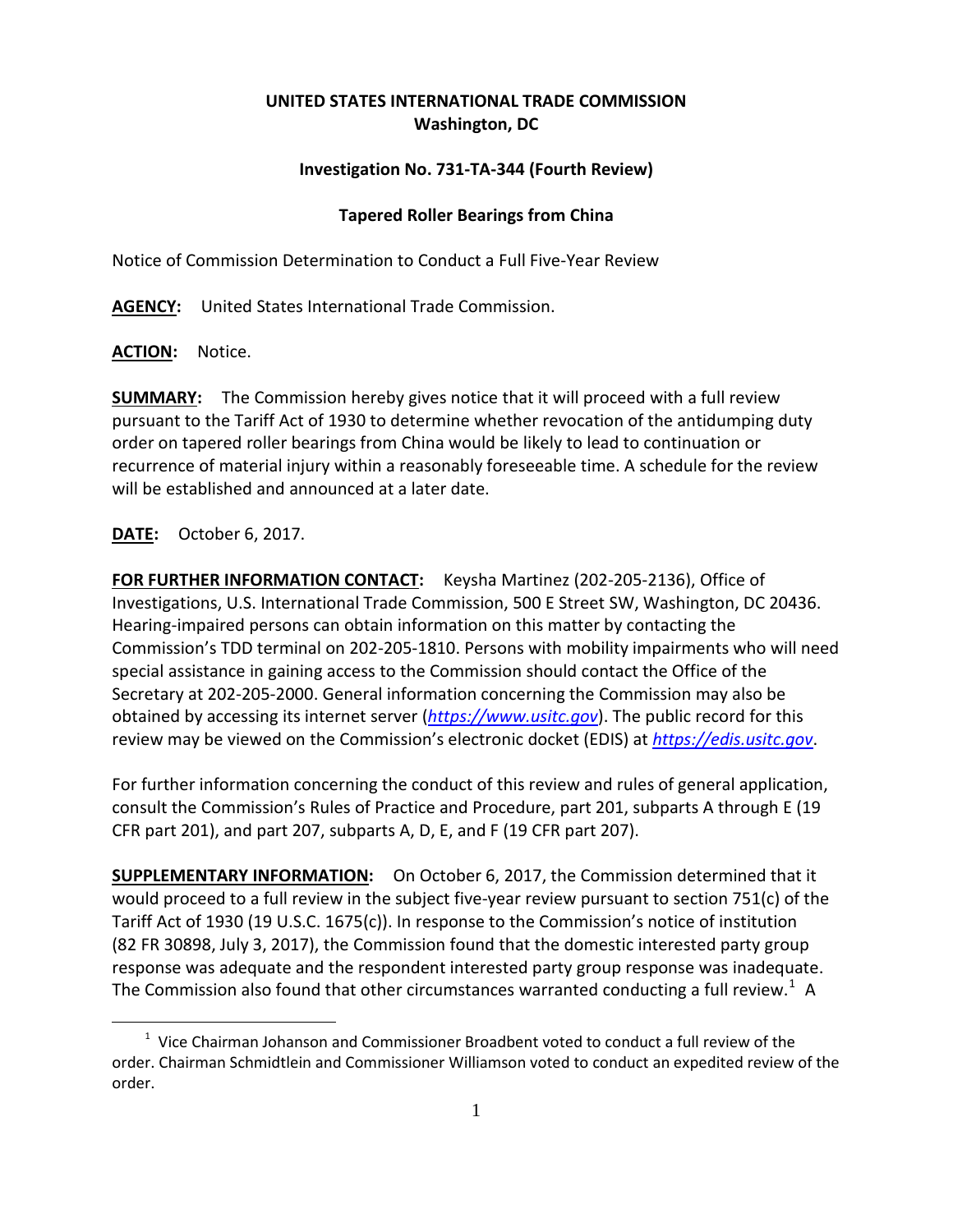**UNITED STATES INTERNATIONAL TRADE COMMISSION**
**Washington, DC**

**Investigation No. 731-TA-344 (Fourth Review)**

**Tapered Roller Bearings from China**

Notice of Commission Determination to Conduct a Full Five-Year Review

**AGENCY:** United States International Trade Commission.

**ACTION:** Notice.

**SUMMARY:** The Commission hereby gives notice that it will proceed with a full review pursuant to the Tariff Act of 1930 to determine whether revocation of the antidumping duty order on tapered roller bearings from China would be likely to lead to continuation or recurrence of material injury within a reasonably foreseeable time. A schedule for the review will be established and announced at a later date.

**DATE:** October 6, 2017.

**FOR FURTHER INFORMATION CONTACT:** Keysha Martinez (202-205-2136), Office of Investigations, U.S. International Trade Commission, 500 E Street SW, Washington, DC 20436. Hearing-impaired persons can obtain information on this matter by contacting the Commission's TDD terminal on 202-205-1810. Persons with mobility impairments who will need special assistance in gaining access to the Commission should contact the Office of the Secretary at 202-205-2000. General information concerning the Commission may also be obtained by accessing its internet server (*https://www.usitc.gov*). The public record for this review may be viewed on the Commission's electronic docket (EDIS) at *https://edis.usitc.gov*.

For further information concerning the conduct of this review and rules of general application, consult the Commission's Rules of Practice and Procedure, part 201, subparts A through E (19 CFR part 201), and part 207, subparts A, D, E, and F (19 CFR part 207).

**SUPPLEMENTARY INFORMATION:** On October 6, 2017, the Commission determined that it would proceed to a full review in the subject five-year review pursuant to section 751(c) of the Tariff Act of 1930 (19 U.S.C. 1675(c)). In response to the Commission's notice of institution (82 FR 30898, July 3, 2017), the Commission found that the domestic interested party group response was adequate and the respondent interested party group response was inadequate. The Commission also found that other circumstances warranted conducting a full review.[1] A

[1] Vice Chairman Johanson and Commissioner Broadbent voted to conduct a full review of the order. Chairman Schmidtlein and Commissioner Williamson voted to conduct an expedited review of the order.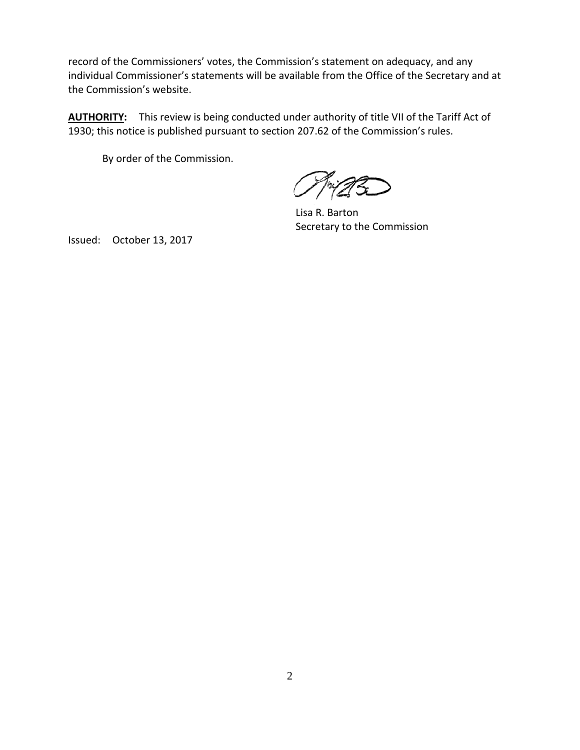record of the Commissioners' votes, the Commission's statement on adequacy, and any individual Commissioner's statements will be available from the Office of the Secretary and at the Commission's website.

**AUTHORITY:** This review is being conducted under authority of title VII of the Tariff Act of 1930; this notice is published pursuant to section 207.62 of the Commission's rules.

By order of the Commission.

Lisa R. Barton
Secretary to the Commission

Issued: October 13, 2017